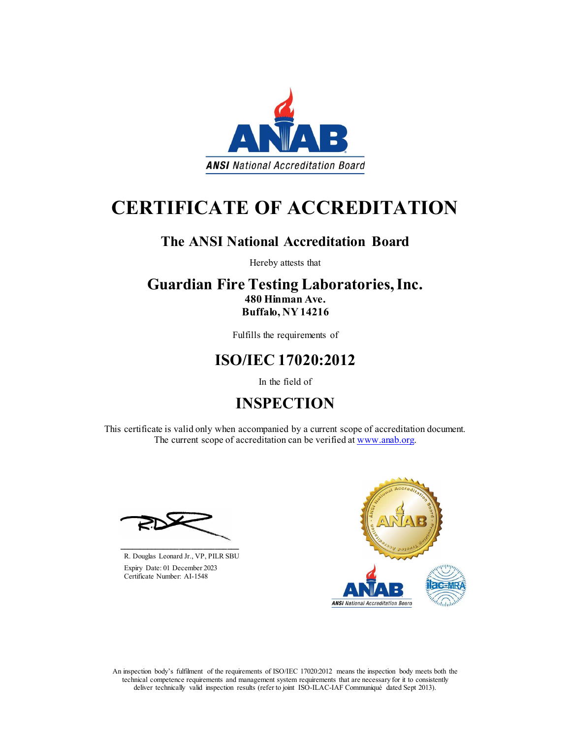ANSI National Accreditation Board

# CERTIFICATE OF ACCREDITATION

## The ANSI National Accreditation Board

Hereby attests that

## Guardian Fire Testing Laboratories, Inc.

**480 Hinman Ave.**
**Buffalo, NY 14216**

Fulfills the requirements of

## ISO/IEC 17020:2012

In the field of

## INSPECTION

This certificate is valid only when accompanied by a current scope of accreditation document.
The current scope of accreditation can be verified at www.anab.org.

R. Douglas Leonard Jr., VP, PILR SBU

Expiry Date: 01 December 2023
Certificate Number: AI-1548

An inspection body's fulfilment of the requirements of ISO/IEC 17020:2012 means the inspection body meets both the technical competence requirements and management system requirements that are necessary for it to consistently deliver technically valid inspection results (refer to joint ISO-ILAC-IAF Communiqué dated Sept 2013).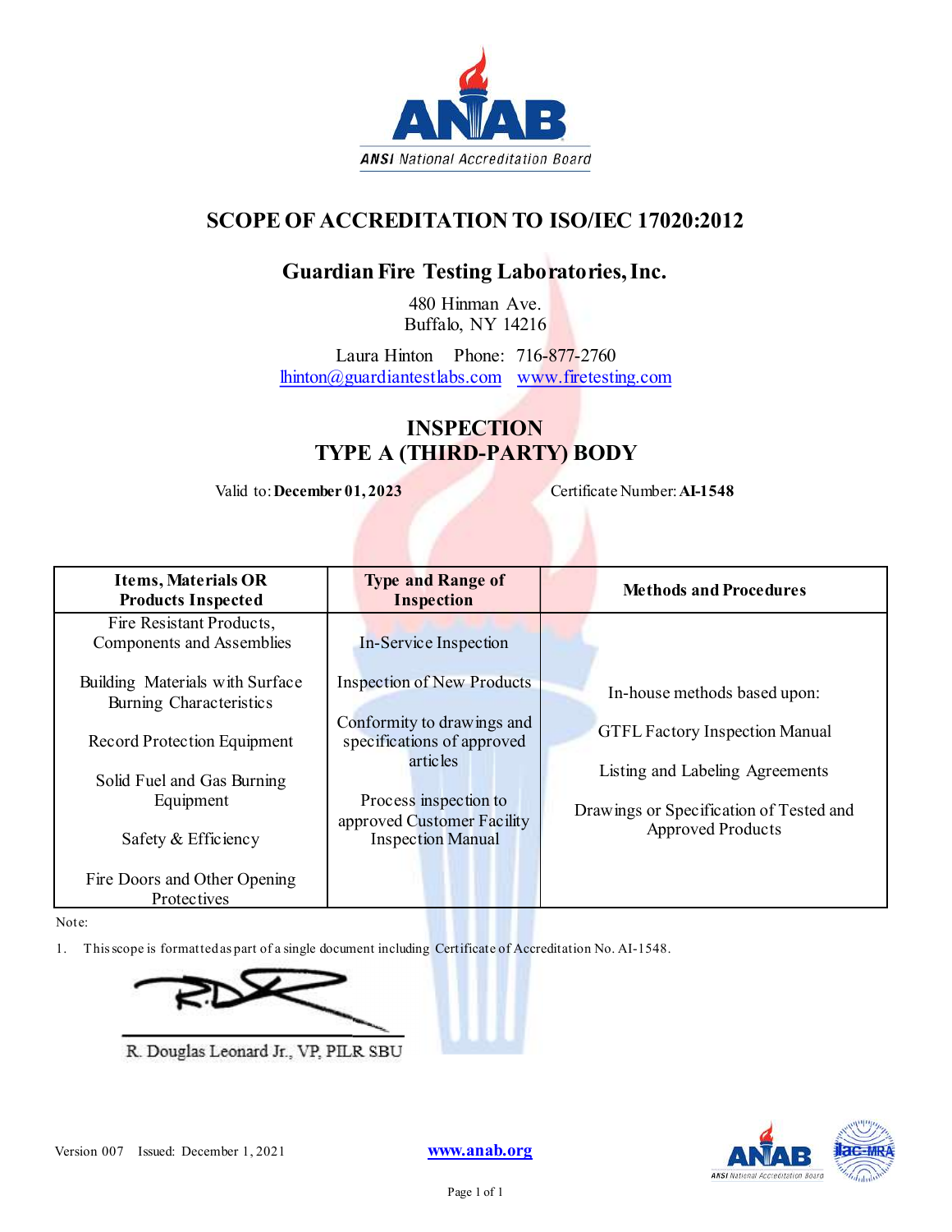# SCOPE OF ACCREDITATION TO ISO/IEC 17020:2012

## Guardian Fire Testing Laboratories, Inc.

480 Hinman Ave.
Buffalo, NY 14216

Laura Hinton Phone: 716-877-2760
lhinton@guardiantestlabs.com www.firetesting.com

## INSPECTION
## TYPE A (THIRD-PARTY) BODY

Valid to: **December 01, 2023** Certificate Number: **AI-1548**

| Items, Materials OR Products Inspected | Type and Range of Inspection | Methods and Procedures |
|---|---|---|
| Fire Resistant Products, Components and Assemblies<br><br>Building Materials with Surface Burning Characteristics<br><br>Record Protection Equipment<br><br>Solid Fuel and Gas Burning Equipment<br><br>Safety & Efficiency<br><br>Fire Doors and Other Opening Protectives | In-Service Inspection<br><br>Inspection of New Products<br><br>Conformity to drawings and specifications of approved articles<br><br>Process inspection to approved Customer Facility Inspection Manual | In-house methods based upon:<br><br>GTFL Factory Inspection Manual<br><br>Listing and Labeling Agreements<br><br>Drawings or Specification of Tested and Approved Products |

Note:

1. This scope is formatted as part of a single document including Certificate of Accreditation No. AI-1548.

R. Douglas Leonard Jr., VP, PILR SBU

Version 007 Issued: December 1, 2021

www.anab.org